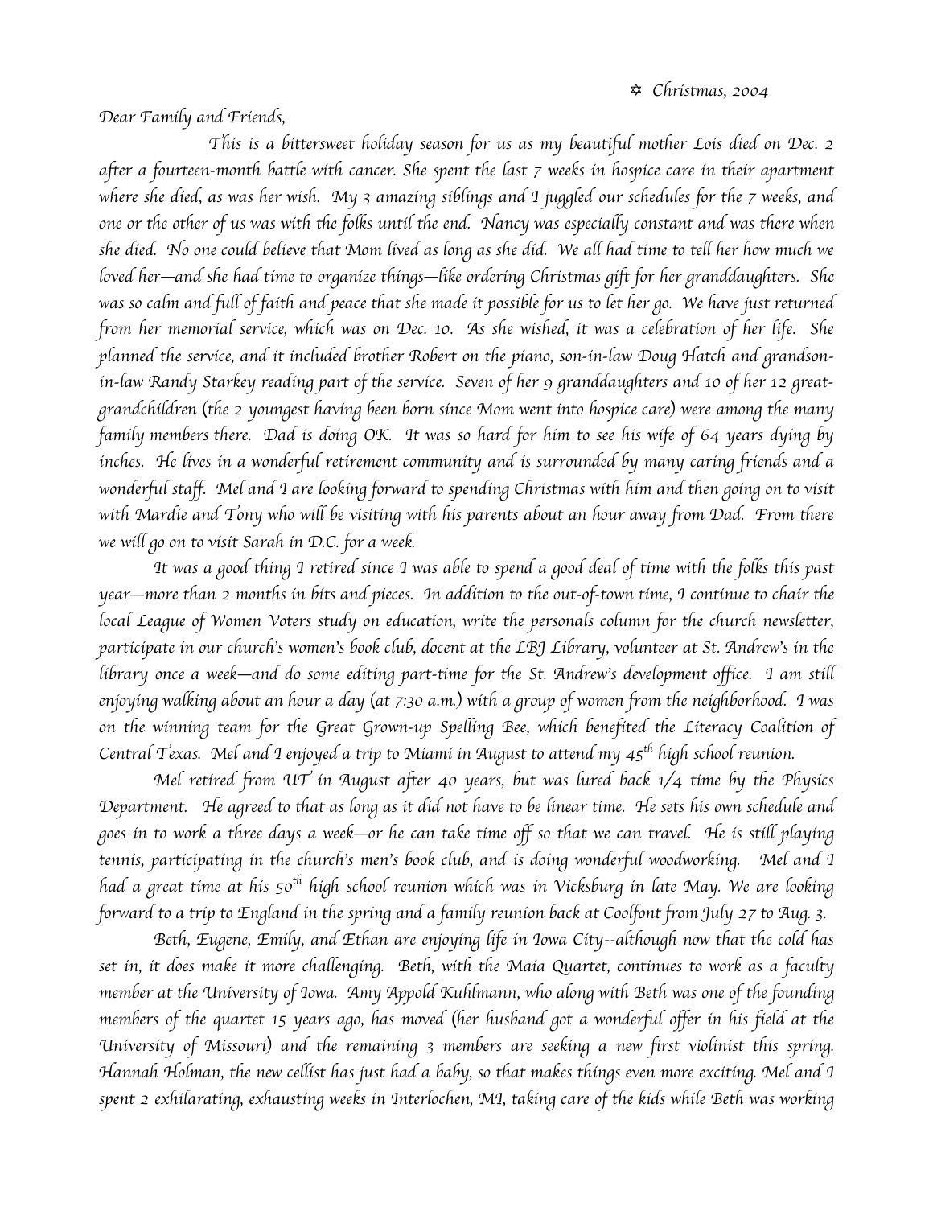✡ *Christmas, 2004*

*Dear Family and Friends,*

*This is a bittersweet holiday season for us as my beautiful mother Lois died on Dec. 2 after a fourteen-month battle with cancer. She spent the last 7 weeks in hospice care in their apartment where she died, as was her wish. My 3 amazing siblings and I juggled our schedules for the 7 weeks, and one or the other of us was with the folks until the end. Nancy was especially constant and was there when she died. No one could believe that Mom lived as long as she did. We all had time to tell her how much we loved her—and she had time to organize things—like ordering Christmas gift for her granddaughters. She was so calm and full of faith and peace that she made it possible for us to let her go. We have just returned from her memorial service, which was on Dec. 10. As she wished, it was a celebration of her life. She planned the service, and it included brother Robert on the piano, son-in-law Doug Hatch and grandson-in-law Randy Starkey reading part of the service. Seven of her 9 granddaughters and 10 of her 12 great-grandchildren (the 2 youngest having been born since Mom went into hospice care) were among the many family members there. Dad is doing OK. It was so hard for him to see his wife of 64 years dying by inches. He lives in a wonderful retirement community and is surrounded by many caring friends and a wonderful staff. Mel and I are looking forward to spending Christmas with him and then going on to visit with Mardie and Tony who will be visiting with his parents about an hour away from Dad. From there we will go on to visit Sarah in D.C. for a week.*

*It was a good thing I retired since I was able to spend a good deal of time with the folks this past year—more than 2 months in bits and pieces. In addition to the out-of-town time, I continue to chair the local League of Women Voters study on education, write the personals column for the church newsletter, participate in our church's women's book club, docent at the LBJ Library, volunteer at St. Andrew's in the library once a week—and do some editing part-time for the St. Andrew's development office. I am still enjoying walking about an hour a day (at 7:30 a.m.) with a group of women from the neighborhood. I was on the winning team for the Great Grown-up Spelling Bee, which benefited the Literacy Coalition of Central Texas. Mel and I enjoyed a trip to Miami in August to attend my 45th high school reunion.*

*Mel retired from UT in August after 40 years, but was lured back 1/4 time by the Physics Department. He agreed to that as long as it did not have to be linear time. He sets his own schedule and goes in to work a three days a week—or he can take time off so that we can travel. He is still playing tennis, participating in the church's men's book club, and is doing wonderful woodworking. Mel and I had a great time at his 50th high school reunion which was in Vicksburg in late May. We are looking forward to a trip to England in the spring and a family reunion back at Coolfont from July 27 to Aug. 3.*

*Beth, Eugene, Emily, and Ethan are enjoying life in Iowa City--although now that the cold has set in, it does make it more challenging. Beth, with the Maia Quartet, continues to work as a faculty member at the University of Iowa. Amy Appold Kuhlmann, who along with Beth was one of the founding members of the quartet 15 years ago, has moved (her husband got a wonderful offer in his field at the University of Missouri) and the remaining 3 members are seeking a new first violinist this spring. Hannah Holman, the new cellist has just had a baby, so that makes things even more exciting. Mel and I spent 2 exhilarating, exhausting weeks in Interlochen, MI, taking care of the kids while Beth was working*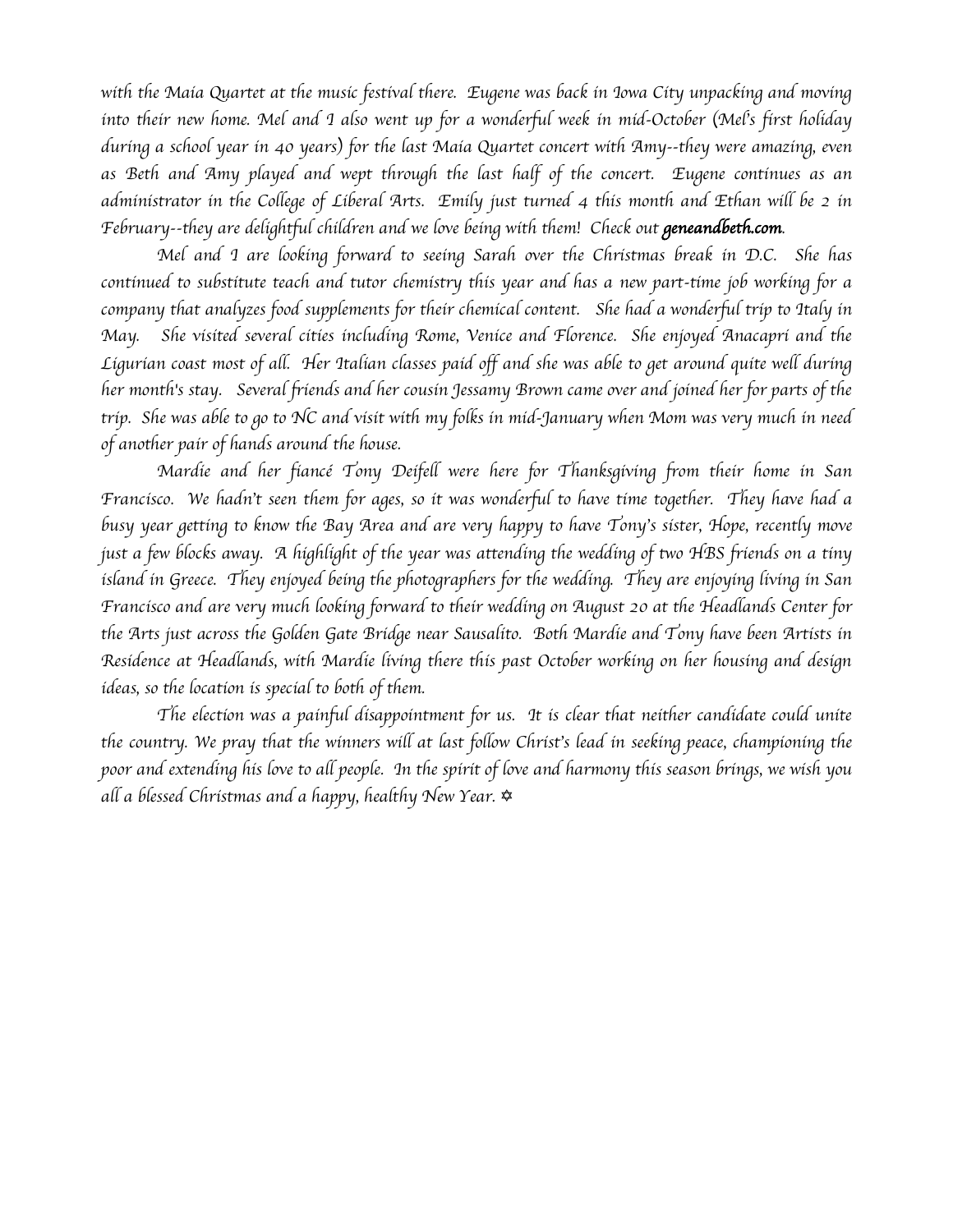*with the Maia Quartet at the music festival there. Eugene was back in Iowa City unpacking and moving into their new home. Mel and I also went up for a wonderful week in mid-October (Mel's first holiday during a school year in 40 years) for the last Maia Quartet concert with Amy--they were amazing, even as Beth and Amy played and wept through the last half of the concert. Eugene continues as an administrator in the College of Liberal Arts. Emily just turned 4 this month and Ethan will be 2 in February--they are delightful children and we love being with them! Check out **geneandbeth.com**.*

*Mel and I are looking forward to seeing Sarah over the Christmas break in D.C. She has continued to substitute teach and tutor chemistry this year and has a new part-time job working for a company that analyzes food supplements for their chemical content. She had a wonderful trip to Italy in May. She visited several cities including Rome, Venice and Florence. She enjoyed Anacapri and the Ligurian coast most of all. Her Italian classes paid off and she was able to get around quite well during her month's stay. Several friends and her cousin Jessamy Brown came over and joined her for parts of the trip. She was able to go to NC and visit with my folks in mid-January when Mom was very much in need of another pair of hands around the house.*

*Mardie and her fiancé Tony Deifell were here for Thanksgiving from their home in San Francisco. We hadn't seen them for ages, so it was wonderful to have time together. They have had a busy year getting to know the Bay Area and are very happy to have Tony's sister, Hope, recently move just a few blocks away. A highlight of the year was attending the wedding of two HBS friends on a tiny island in Greece. They enjoyed being the photographers for the wedding. They are enjoying living in San Francisco and are very much looking forward to their wedding on August 20 at the Headlands Center for the Arts just across the Golden Gate Bridge near Sausalito. Both Mardie and Tony have been Artists in Residence at Headlands, with Mardie living there this past October working on her housing and design ideas, so the location is special to both of them.*

*The election was a painful disappointment for us. It is clear that neither candidate could unite the country. We pray that the winners will at last follow Christ's lead in seeking peace, championing the poor and extending his love to all people. In the spirit of love and harmony this season brings, we wish you all a blessed Christmas and a happy, healthy New Year.* ✡